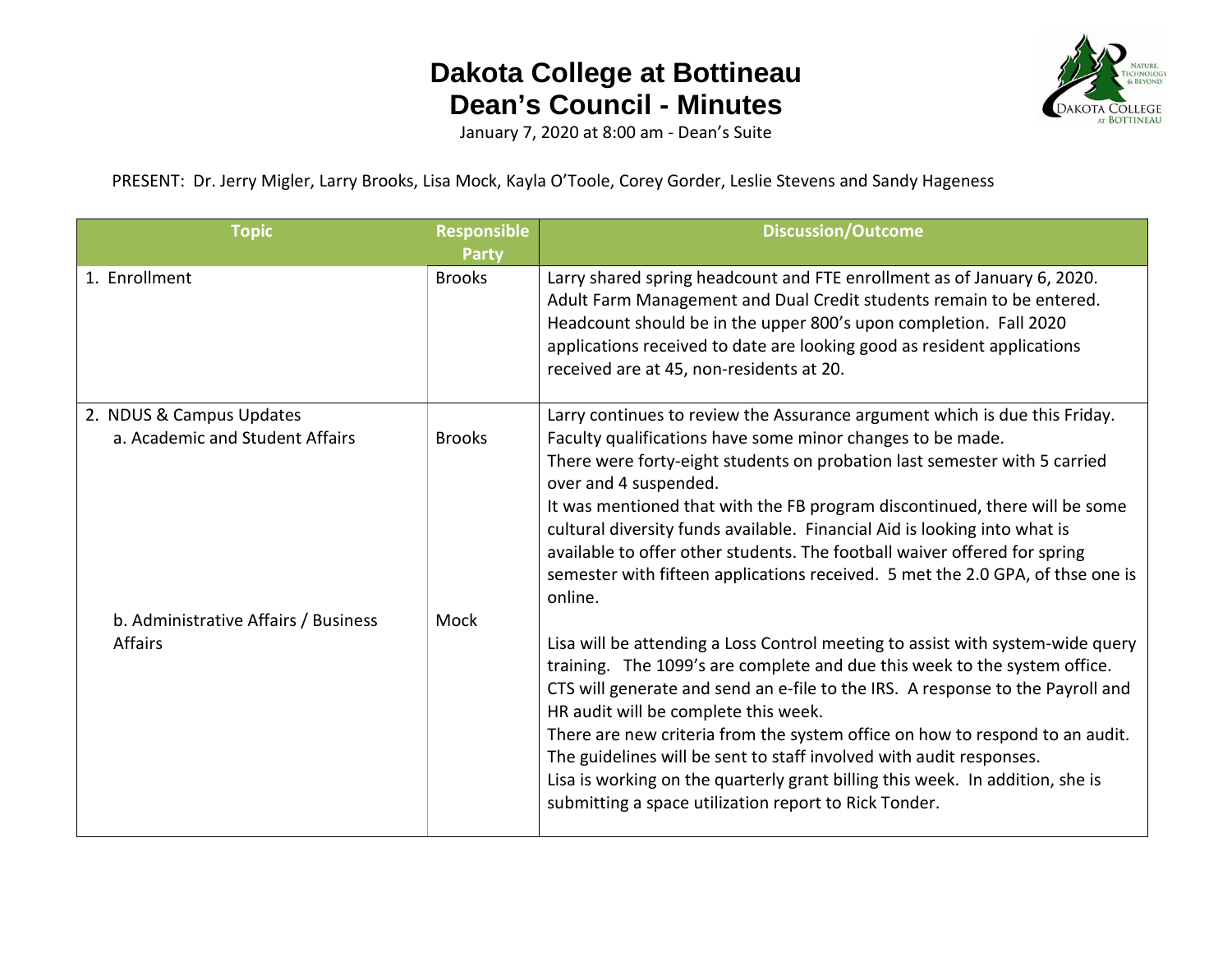# Dakota College at Bottineau
# Dean's Council - Minutes

January 7, 2020 at 8:00 am - Dean's Suite

PRESENT: Dr. Jerry Migler, Larry Brooks, Lisa Mock, Kayla O'Toole, Corey Gorder, Leslie Stevens and Sandy Hageness

| Topic | Responsible Party | Discussion/Outcome |
|---|---|---|
| 1. Enrollment | Brooks | Larry shared spring headcount and FTE enrollment as of January 6, 2020. Adult Farm Management and Dual Credit students remain to be entered. Headcount should be in the upper 800's upon completion. Fall 2020 applications received to date are looking good as resident applications received are at 45, non-residents at 20. |
| 2. NDUS & Campus Updates<br>a. Academic and Student Affairs | Brooks | Larry continues to review the Assurance argument which is due this Friday. Faculty qualifications have some minor changes to be made.<br>There were forty-eight students on probation last semester with 5 carried over and 4 suspended.<br>It was mentioned that with the FB program discontinued, there will be some cultural diversity funds available. Financial Aid is looking into what is available to offer other students. The football waiver offered for spring semester with fifteen applications received. 5 met the 2.0 GPA, of thse one is online. |
| b. Administrative Affairs / Business Affairs | Mock | Lisa will be attending a Loss Control meeting to assist with system-wide query training. The 1099's are complete and due this week to the system office. CTS will generate and send an e-file to the IRS. A response to the Payroll and HR audit will be complete this week.<br>There are new criteria from the system office on how to respond to an audit. The guidelines will be sent to staff involved with audit responses.<br>Lisa is working on the quarterly grant billing this week. In addition, she is submitting a space utilization report to Rick Tonder. |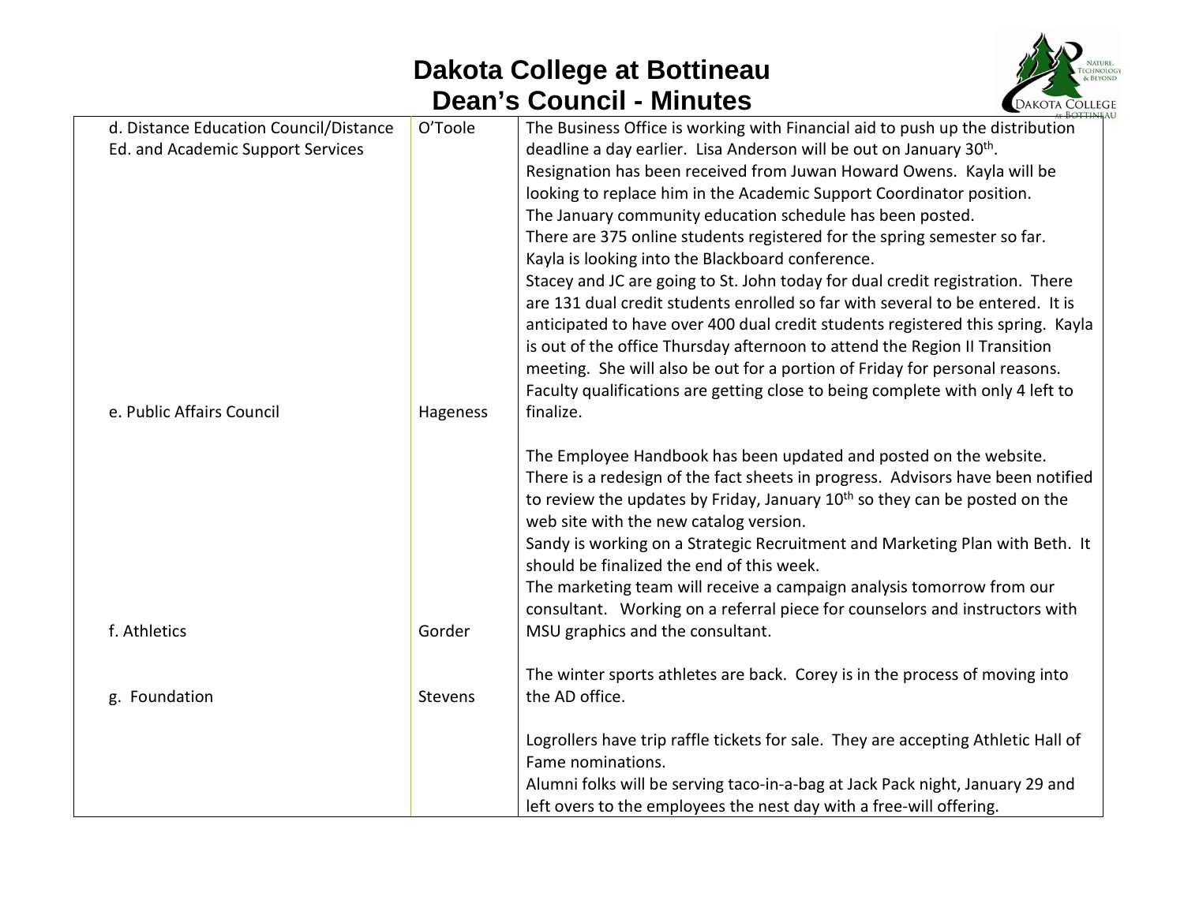| | | |
|---|---|---|
| d. Distance Education Council/Distance Ed. and Academic Support Services | O'Toole | The Business Office is working with Financial aid to push up the distribution deadline a day earlier. Lisa Anderson will be out on January 30th. Resignation has been received from Juwan Howard Owens. Kayla will be looking to replace him in the Academic Support Coordinator position. The January community education schedule has been posted. There are 375 online students registered for the spring semester so far. Kayla is looking into the Blackboard conference. Stacey and JC are going to St. John today for dual credit registration. There are 131 dual credit students enrolled so far with several to be entered. It is anticipated to have over 400 dual credit students registered this spring. Kayla is out of the office Thursday afternoon to attend the Region II Transition meeting. She will also be out for a portion of Friday for personal reasons. Faculty qualifications are getting close to being complete with only 4 left to finalize. |
| e. Public Affairs Council | Hageness | The Employee Handbook has been updated and posted on the website. There is a redesign of the fact sheets in progress. Advisors have been notified to review the updates by Friday, January 10th so they can be posted on the web site with the new catalog version. Sandy is working on a Strategic Recruitment and Marketing Plan with Beth. It should be finalized the end of this week. The marketing team will receive a campaign analysis tomorrow from our consultant. Working on a referral piece for counselors and instructors with MSU graphics and the consultant. |
| f. Athletics | Gorder | The winter sports athletes are back. Corey is in the process of moving into the AD office. |
| g. Foundation | Stevens | Logrollers have trip raffle tickets for sale. They are accepting Athletic Hall of Fame nominations. Alumni folks will be serving taco-in-a-bag at Jack Pack night, January 29 and left overs to the employees the nest day with a free-will offering. |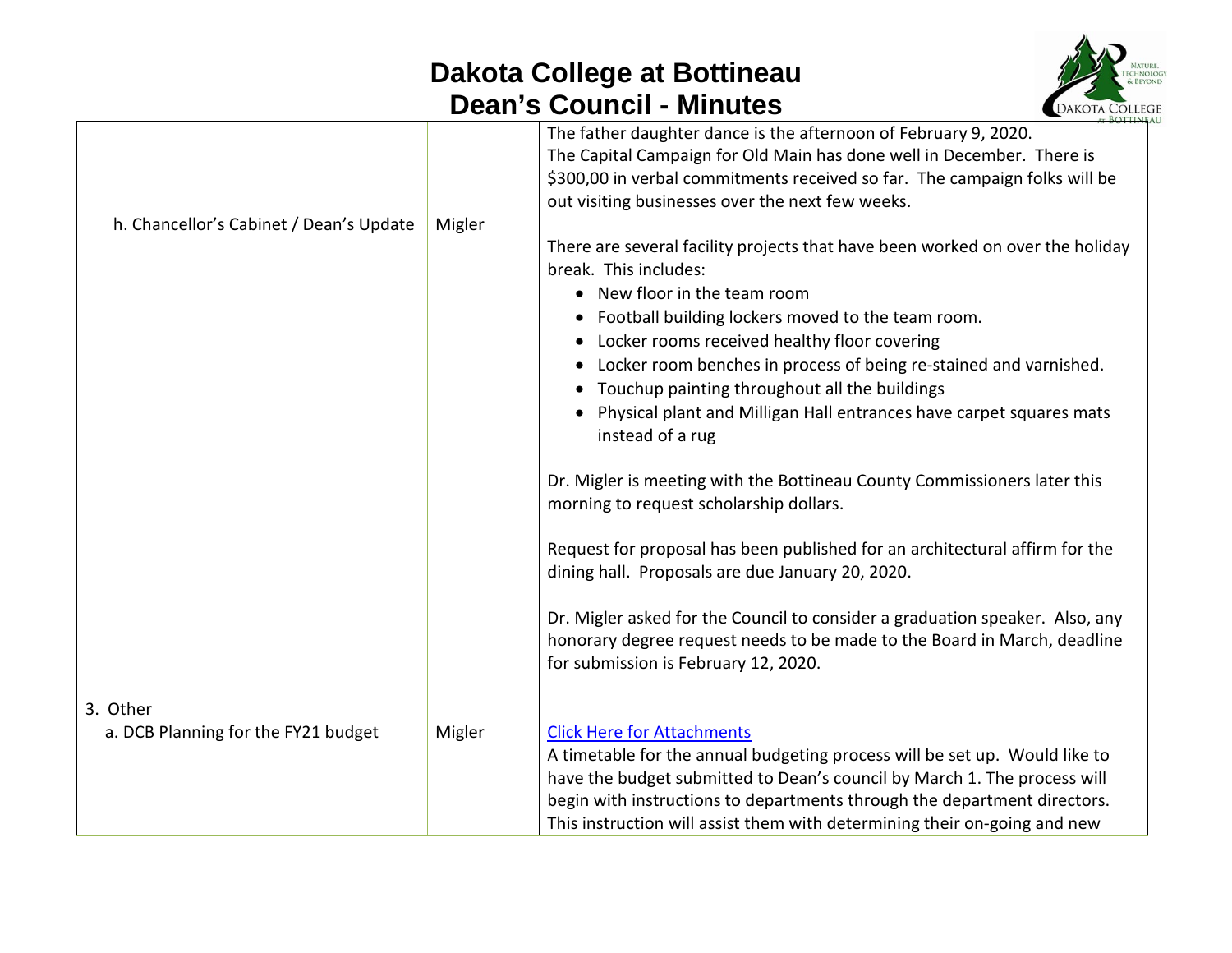| | | |
|---|---|---|
| h. Chancellor's Cabinet / Dean's Update | Migler | The father daughter dance is the afternoon of February 9, 2020.<br>The Capital Campaign for Old Main has done well in December. There is $300,00 in verbal commitments received so far. The campaign folks will be out visiting businesses over the next few weeks.<br><br>There are several facility projects that have been worked on over the holiday break. This includes:<br>• New floor in the team room<br>• Football building lockers moved to the team room.<br>• Locker rooms received healthy floor covering<br>• Locker room benches in process of being re-stained and varnished.<br>• Touchup painting throughout all the buildings<br>• Physical plant and Milligan Hall entrances have carpet squares mats instead of a rug<br><br>Dr. Migler is meeting with the Bottineau County Commissioners later this morning to request scholarship dollars.<br><br>Request for proposal has been published for an architectural affirm for the dining hall. Proposals are due January 20, 2020.<br><br>Dr. Migler asked for the Council to consider a graduation speaker. Also, any honorary degree request needs to be made to the Board in March, deadline for submission is February 12, 2020. |
| 3. Other<br>a. DCB Planning for the FY21 budget | Migler | Click Here for Attachments<br>A timetable for the annual budgeting process will be set up. Would like to have the budget submitted to Dean's council by March 1. The process will begin with instructions to departments through the department directors. This instruction will assist them with determining their on-going and new |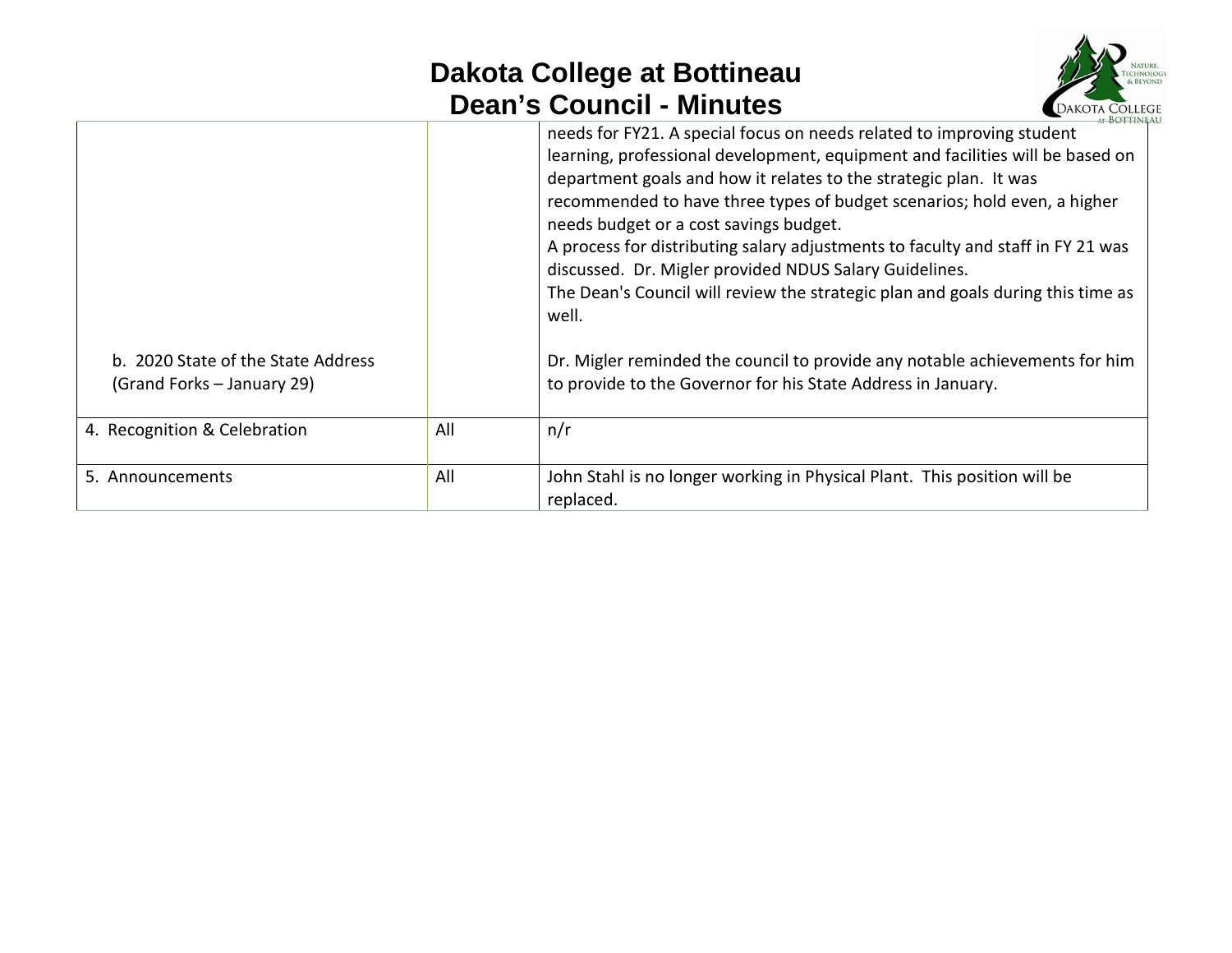| | | |
|---|---|---|
| | | needs for FY21. A special focus on needs related to improving student learning, professional development, equipment and facilities will be based on department goals and how it relates to the strategic plan. It was recommended to have three types of budget scenarios; hold even, a higher needs budget or a cost savings budget.<br>A process for distributing salary adjustments to faculty and staff in FY 21 was discussed. Dr. Migler provided NDUS Salary Guidelines.<br>The Dean's Council will review the strategic plan and goals during this time as well. |
| b. 2020 State of the State Address (Grand Forks – January 29) | | Dr. Migler reminded the council to provide any notable achievements for him to provide to the Governor for his State Address in January. |
| 4. Recognition & Celebration | All | n/r |
| 5. Announcements | All | John Stahl is no longer working in Physical Plant. This position will be replaced. |